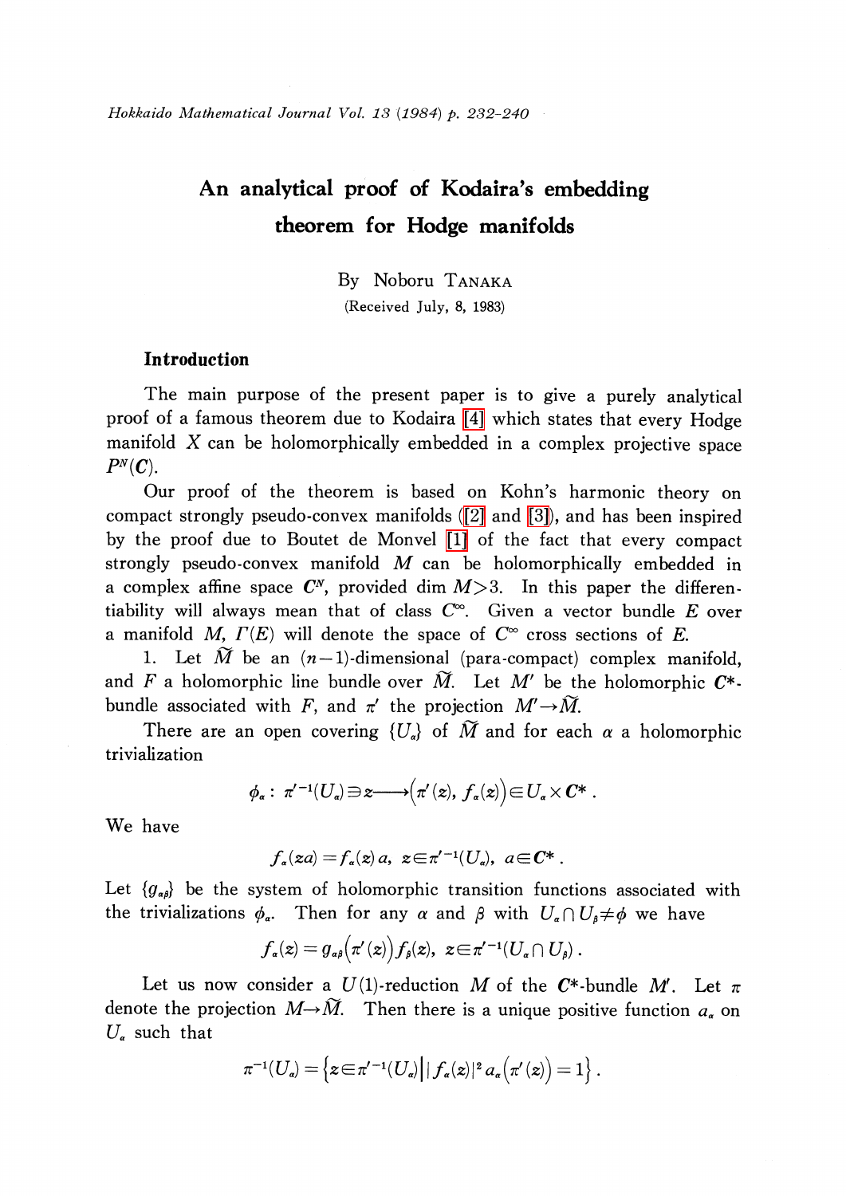# An analytical proof of Kodaira's embedding theorem for Hodge manifolds

By Noboru TANAKA

(Received July, 8, 1983)

## Introduction

The main purpose of the present paper is to give a purely analytical proof of a famous theorem due to Kodaira [4] which states that every Hodge manifold $X$ can be holomorphically embedded in a complex projective space $P^N(\boldsymbol{C})$.

Our proof of the theorem is based on Kohn's harmonic theory on compact strongly pseudo-convex manifolds ([2] and [3]), and has been inspired by the proof due to Boutet de Monvel [1] of the fact that every compact strongly pseudo-convex manifold $M$ can be holomorphically embedded in a complex affine space $\boldsymbol{C}^N$, provided $\dim M > 3$. In this paper the differentiability will always mean that of class $C^\infty$. Given a vector bundle $E$ over a manifold $M$, $\Gamma(E)$ will denote the space of $C^\infty$ cross sections of $E$.

1. Let $\tilde{M}$ be an $(n-1)$-dimensional (para-compact) complex manifold, and $F$ a holomorphic line bundle over $\tilde{M}$. Let $M'$ be the holomorphic $\boldsymbol{C}^*$-bundle associated with $F$, and $\pi'$ the projection $M' \to \tilde{M}$.

There are an open covering $\{U_\alpha\}$ of $\tilde{M}$ and for each $\alpha$ a holomorphic trivialization

$$\phi_\alpha : \ \pi'^{-1}(U_\alpha) \ni z \longrightarrow \left(\pi'(z),\ f_\alpha(z)\right) \in U_\alpha \times \boldsymbol{C}^* .$$

We have

$$f_\alpha(za) = f_\alpha(z)\, a, \ \ z \in \pi'^{-1}(U_\alpha), \ \ a \in \boldsymbol{C}^* .$$

Let $\{g_{\alpha\beta}\}$ be the system of holomorphic transition functions associated with the trivializations $\phi_\alpha$. Then for any $\alpha$ and $\beta$ with $U_\alpha \cap U_\beta \neq \phi$ we have

$$f_\alpha(z) = g_{\alpha\beta}\left(\pi'(z)\right) f_\beta(z), \ \ z \in \pi'^{-1}(U_\alpha \cap U_\beta) .$$

Let us now consider a $U(1)$-reduction $M$ of the $\boldsymbol{C}^*$-bundle $M'$. Let $\pi$ denote the projection $M \to \tilde{M}$. Then there is a unique positive function $a_\alpha$ on $U_\alpha$ such that

$$\pi^{-1}(U_\alpha) = \left\{ z \in \pi'^{-1}(U_\alpha) \,\middle|\, |f_\alpha(z)|^2 a_\alpha\left(\pi'(z)\right) = 1 \right\} .$$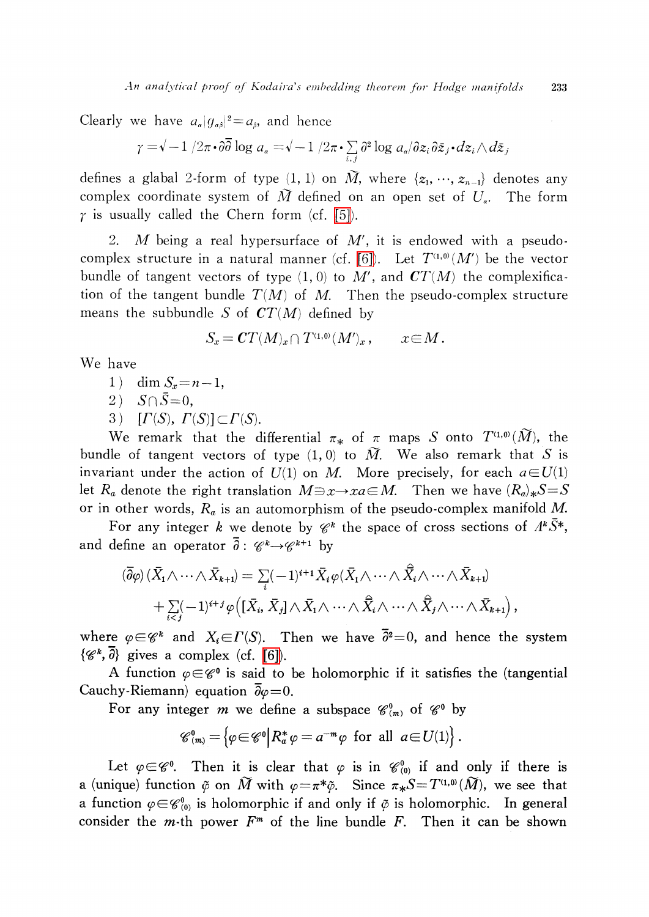Clearly we have $a_\alpha |g_{\alpha\beta}|^2 = a_\beta$, and hence

$$\gamma = \sqrt{-1}/2\pi \cdot \partial\bar{\partial} \log a_\alpha = \sqrt{-1}/2\pi \cdot \sum_{i,j} \partial^2 \log a_\alpha / \partial z_i \partial \bar{z}_j \cdot dz_i \wedge d\bar{z}_j$$

defines a glabal 2-form of type (1, 1) on $\tilde{M}$, where $\{z_1, \cdots, z_{n-1}\}$ denotes any complex coordinate system of $\tilde{M}$ defined on an open set of $U_\alpha$. The form $\gamma$ is usually called the Chern form (cf. [5]).

2. $M$ being a real hypersurface of $M'$, it is endowed with a pseudo-complex structure in a natural manner (cf. [6]). Let $T^{(1,0)}(M')$ be the vector bundle of tangent vectors of type (1, 0) to $M'$, and $\boldsymbol{C}T(M)$ the complexification of the tangent bundle $T(M)$ of $M$. Then the pseudo-complex structure means the subbundle $S$ of $\boldsymbol{C}T(M)$ defined by

$$S_x = \boldsymbol{C}T(M)_x \cap T^{(1,0)}(M')_x, \qquad x \in M.$$

We have

1) $\dim S_x = n-1$,
2) $S \cap \bar{S} = 0$,
3) $[\Gamma(S), \Gamma(S)] \subset \Gamma(S)$.

We remark that the differential $\pi_*$ of $\pi$ maps $S$ onto $T^{(1,0)}(\tilde{M})$, the bundle of tangent vectors of type (1, 0) to $\tilde{M}$. We also remark that $S$ is invariant under the action of $U(1)$ on $M$. More precisely, for each $a \in U(1)$ let $R_a$ denote the right translation $M \ni x \to xa \in M$. Then we have $(R_a)_* S = S$ or in other words, $R_a$ is an automorphism of the pseudo-complex manifold $M$.

For any integer $k$ we denote by $\mathscr{C}^k$ the space of cross sections of $\Lambda^k \bar{S}^*$, and define an operator $\bar{\partial}$: $\mathscr{C}^k \to \mathscr{C}^{k+1}$ by

$$(\bar{\partial}\varphi)(\bar{X}_1 \wedge \cdots \wedge \bar{X}_{k+1}) = \sum_i (-1)^{i+1} \bar{X}_i \varphi(\bar{X}_1 \wedge \cdots \wedge \hat{\bar{X}}_i \wedge \cdots \wedge \bar{X}_{k+1})$$
$$+ \sum_{i<j} (-1)^{i+j} \varphi\Big([\bar{X}_i, \bar{X}_j] \wedge \bar{X}_1 \wedge \cdots \wedge \hat{\bar{X}}_i \wedge \cdots \wedge \hat{\bar{X}}_j \wedge \cdots \wedge \bar{X}_{k+1}\Big),$$

where $\varphi \in \mathscr{C}^k$ and $X_i \in \Gamma(S)$. Then we have $\bar{\partial}^2 = 0$, and hence the system $\{\mathscr{C}^k, \bar{\partial}\}$ gives a complex (cf. [6]).

A function $\varphi \in \mathscr{C}^0$ is said to be holomorphic if it satisfies the (tangential Cauchy-Riemann) equation $\bar{\partial}\varphi = 0$.

For any integer $m$ we define a subspace $\mathscr{C}^0_{(m)}$ of $\mathscr{C}^0$ by

$$\mathscr{C}^0_{(m)} = \left\{\varphi \in \mathscr{C}^0 \,\middle|\, R_a^* \varphi = a^{-m} \varphi \text{ for all } a \in U(1)\right\}.$$

Let $\varphi \in \mathscr{C}^0$. Then it is clear that $\varphi$ is in $\mathscr{C}^0_{(0)}$ if and only if there is a (unique) function $\tilde{\varphi}$ on $\tilde{M}$ with $\varphi = \pi^* \tilde{\varphi}$. Since $\pi_* S = T^{(1,0)}(\tilde{M})$, we see that a function $\varphi \in \mathscr{C}^0_{(0)}$ is holomorphic if and only if $\tilde{\varphi}$ is holomorphic. In general consider the $m$-th power $F^m$ of the line bundle $F$. Then it can be shown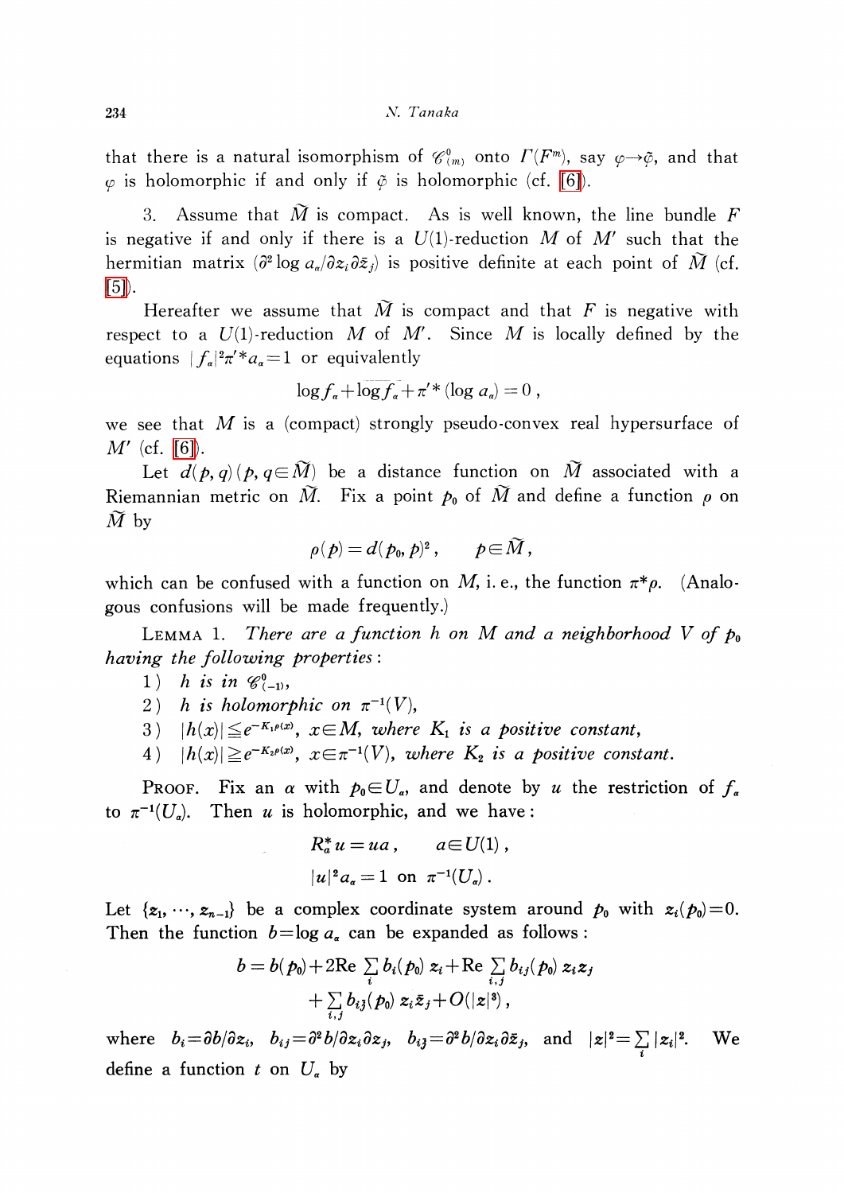that there is a natural isomorphism of $\mathscr{C}^0_{(m)}$ onto $\Gamma(F^m)$, say $\varphi \to \tilde{\varphi}$, and that $\varphi$ is holomorphic if and only if $\tilde{\varphi}$ is holomorphic (cf. [6]).

3. Assume that $\tilde{M}$ is compact. As is well known, the line bundle $F$ is negative if and only if there is a $U(1)$-reduction $M$ of $M'$ such that the hermitian matrix $(\partial^2 \log a_\alpha / \partial z_i \partial \bar{z}_j)$ is positive definite at each point of $\tilde{M}$ (cf. [5]).

Hereafter we assume that $\tilde{M}$ is compact and that $F$ is negative with respect to a $U(1)$-reduction $M$ of $M'$. Since $M$ is locally defined by the equations $|f_\alpha|^2 \pi'^* a_\alpha = 1$ or equivalently

$$\log f_\alpha + \overline{\log f_\alpha} + \pi'^* (\log a_\alpha) = 0 ,$$

we see that $M$ is a (compact) strongly pseudo-convex real hypersurface of $M'$ (cf. [6]).

Let $d(p, q)$ $(p, q \in \tilde{M})$ be a distance function on $\tilde{M}$ associated with a Riemannian metric on $\tilde{M}$. Fix a point $p_0$ of $\tilde{M}$ and define a function $\rho$ on $\tilde{M}$ by

$$\rho(p) = d(p_0, p)^2 , \qquad p \in \tilde{M} ,$$

which can be confused with a function on $M$, i.e., the function $\pi^* \rho$. (Analogous confusions will be made frequently.)

LEMMA 1. *There are a function $h$ on $M$ and a neighborhood $V$ of $p_0$ having the following properties*:

1) *$h$ is in $\mathscr{C}^0_{(-1)}$,*
2) *$h$ is holomorphic on $\pi^{-1}(V)$,*
3) *$|h(x)| \leqq e^{-K_1 \rho(x)}$, $x \in M$, where $K_1$ is a positive constant,*
4) *$|h(x)| \geqq e^{-K_2 \rho(x)}$, $x \in \pi^{-1}(V)$, where $K_2$ is a positive constant.*

PROOF. Fix an $\alpha$ with $p_0 \in U_\alpha$, and denote by $u$ the restriction of $f_\alpha$ to $\pi^{-1}(U_\alpha)$. Then $u$ is holomorphic, and we have:

$$R_a^* u = ua , \qquad a \in U(1) ,$$

$$|u|^2 a_\alpha = 1 \text{ on } \pi^{-1}(U_\alpha) .$$

Let $\{z_1, \cdots, z_{n-1}\}$ be a complex coordinate system around $p_0$ with $z_i(p_0) = 0$. Then the function $b = \log a_\alpha$ can be expanded as follows:

$$b = b(p_0) + 2\mathrm{Re} \sum_i b_i(p_0) z_i + \mathrm{Re} \sum_{i,j} b_{ij}(p_0) z_i z_j + \sum_{i,j} b_{i\bar{j}}(p_0) z_i \bar{z}_j + O(|z|^3) ,$$

where $b_i = \partial b / \partial z_i$, $b_{ij} = \partial^2 b / \partial z_i \partial z_j$, $b_{i\bar{j}} = \partial^2 b / \partial z_i \partial \bar{z}_j$, and $|z|^2 = \sum_i |z_i|^2$. We define a function $t$ on $U_\alpha$ by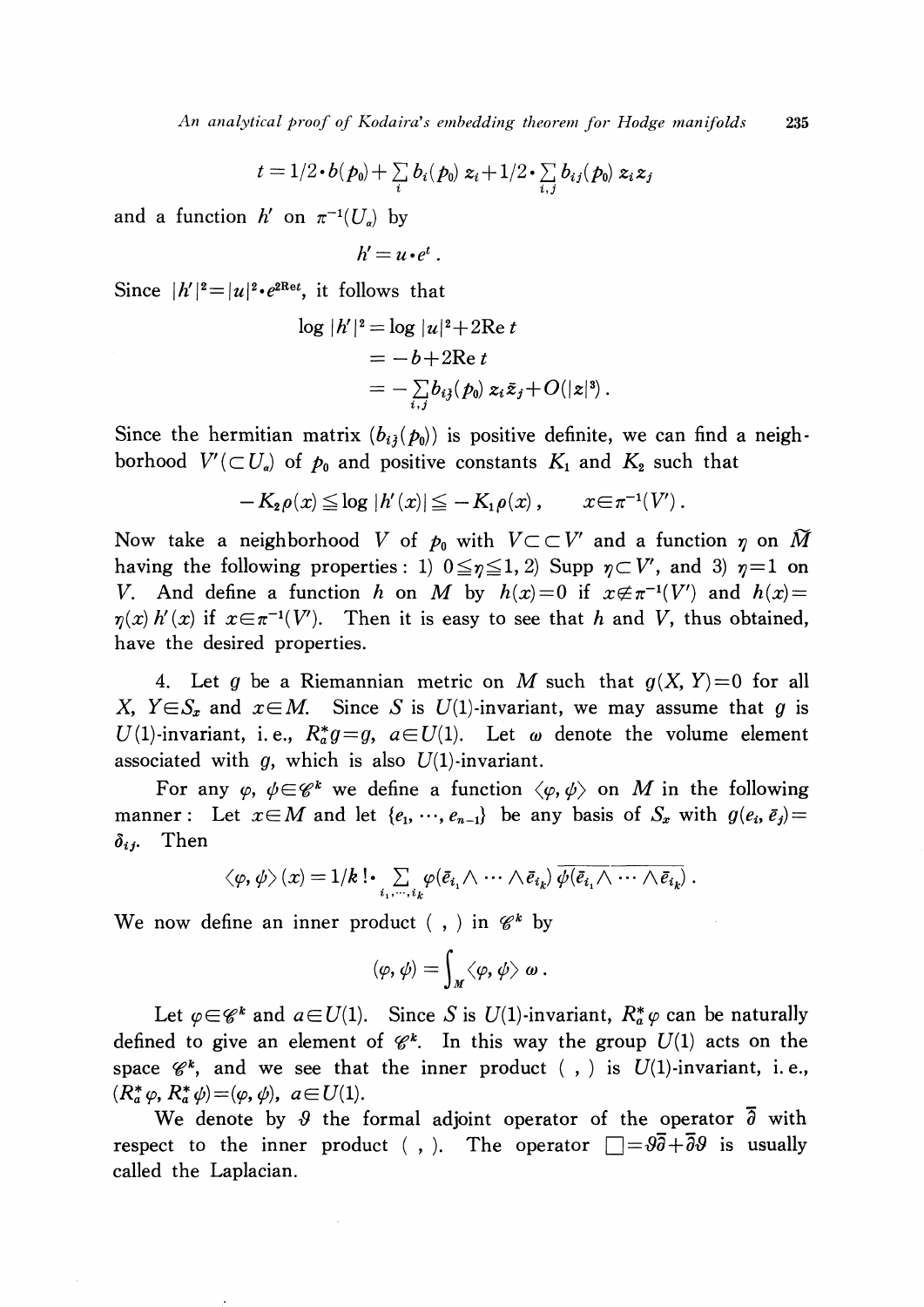$$t = 1/2 \cdot b(p_0) + \sum_i b_i(p_0)\, z_i + 1/2 \cdot \sum_{i,j} b_{ij}(p_0)\, z_i z_j$$

and a function $h'$ on $\pi^{-1}(U_a)$ by

$$h' = u \cdot e^t .$$

Since $|h'|^2 = |u|^2 \cdot e^{2\mathrm{Re}\, t}$, it follows that

$$\begin{aligned}
\log |h'|^2 &= \log |u|^2 + 2\mathrm{Re}\, t \\
&= -b + 2\mathrm{Re}\, t \\
&= -\sum_{i,j} b_{i\bar{j}}(p_0)\, z_i \bar{z}_j + O(|z|^3) .
\end{aligned}$$

Since the hermitian matrix $(b_{i\bar{j}}(p_0))$ is positive definite, we can find a neighborhood $V' (\subset U_a)$ of $p_0$ and positive constants $K_1$ and $K_2$ such that

$$-K_2 \rho(x) \leqq \log |h'(x)| \leqq -K_1 \rho(x) , \qquad x \in \pi^{-1}(V') .$$

Now take a neighborhood $V$ of $p_0$ with $V \subset\subset V'$ and a function $\eta$ on $\widetilde{M}$ having the following properties: 1) $0 \leqq \eta \leqq 1$, 2) Supp $\eta \subset V'$, and 3) $\eta = 1$ on $V$. And define a function $h$ on $M$ by $h(x) = 0$ if $x \notin \pi^{-1}(V')$ and $h(x) = \eta(x)\, h'(x)$ if $x \in \pi^{-1}(V')$. Then it is easy to see that $h$ and $V$, thus obtained, have the desired properties.

4. Let $g$ be a Riemannian metric on $M$ such that $g(X, Y) = 0$ for all $X, Y \in S_x$ and $x \in M$. Since $S$ is $U(1)$-invariant, we may assume that $g$ is $U(1)$-invariant, i.e., $R_a^* g = g$, $a \in U(1)$. Let $\omega$ denote the volume element associated with $g$, which is also $U(1)$-invariant.

For any $\varphi, \psi \in \mathscr{C}^k$ we define a function $\langle \varphi, \psi \rangle$ on $M$ in the following manner: Let $x \in M$ and let $\{e_1, \cdots, e_{n-1}\}$ be any basis of $S_x$ with $g(e_i, \bar{e}_j) = \delta_{ij}$. Then

$$\langle \varphi, \psi \rangle (x) = 1/k! \cdot \sum_{i_1, \cdots, i_k} \varphi(\bar{e}_{i_1} \wedge \cdots \wedge \bar{e}_{i_k})\, \overline{\psi(\bar{e}_{i_1} \wedge \cdots \wedge \bar{e}_{i_k})} .$$

We now define an inner product $(\ ,\ )$ in $\mathscr{C}^k$ by

$$(\varphi, \psi) = \int_M \langle \varphi, \psi \rangle\, \omega .$$

Let $\varphi \in \mathscr{C}^k$ and $a \in U(1)$. Since $S$ is $U(1)$-invariant, $R_a^* \varphi$ can be naturally defined to give an element of $\mathscr{C}^k$. In this way the group $U(1)$ acts on the space $\mathscr{C}^k$, and we see that the inner product $(\ ,\ )$ is $U(1)$-invariant, i.e., $(R_a^* \varphi, R_a^* \psi) = (\varphi, \psi)$, $a \in U(1)$.

We denote by $\vartheta$ the formal adjoint operator of the operator $\bar{\partial}$ with respect to the inner product $(\ ,\ )$. The operator $\square = \vartheta \bar{\partial} + \bar{\partial} \vartheta$ is usually called the Laplacian.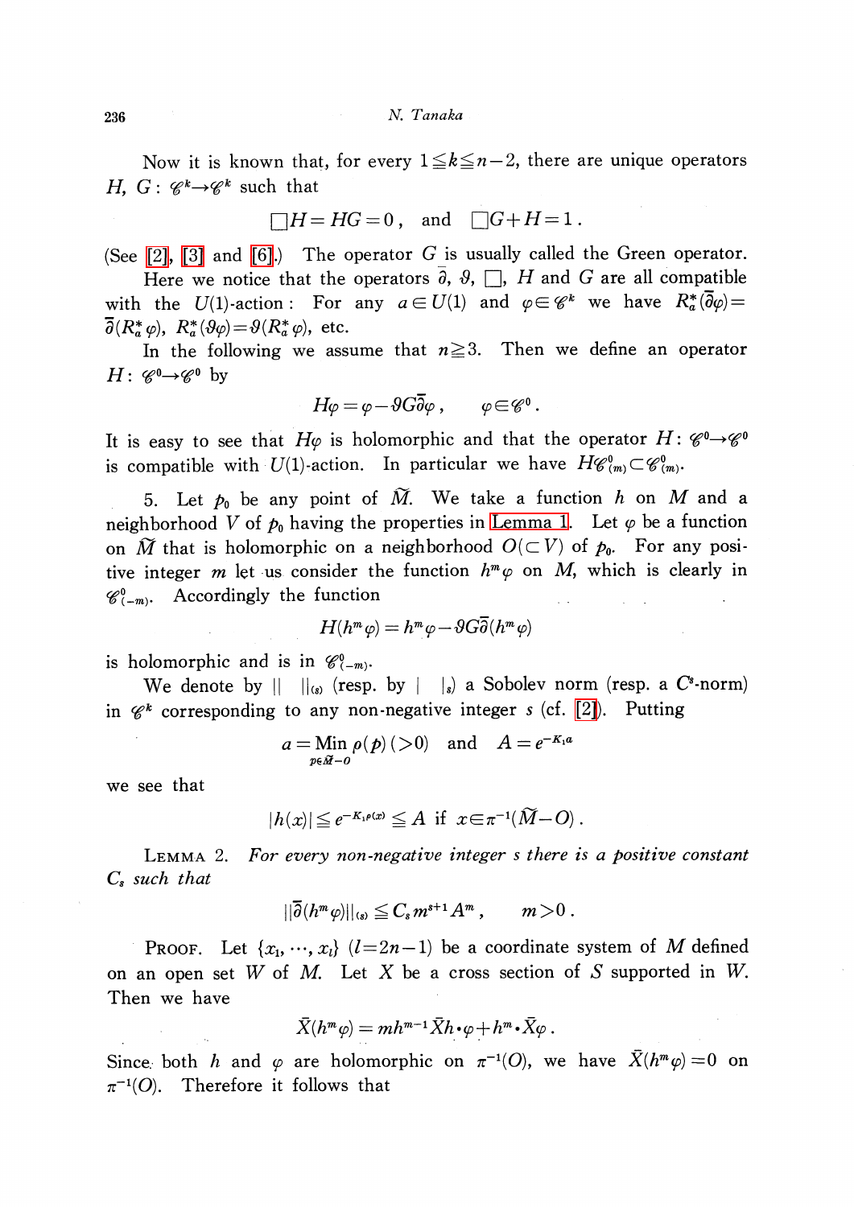Now it is known that, for every $1 \leqq k \leqq n-2$, there are unique operators $H$, $G$: $\mathscr{C}^k \to \mathscr{C}^k$ such that

$$\square H = HG = 0\,, \quad \text{and} \quad \square G + H = 1\,.$$

(See [2], [3] and [6].) The operator $G$ is usually called the Green operator.

Here we notice that the operators $\bar{\partial}$, $\vartheta$, $\square$, $H$ and $G$ are all compatible with the $U(1)$-action: For any $a \in U(1)$ and $\varphi \in \mathscr{C}^k$ we have $R_a^*(\bar{\partial}\varphi) = \bar{\partial}(R_a^*\varphi)$, $R_a^*(\vartheta\varphi) = \vartheta(R_a^*\varphi)$, etc.

In the following we assume that $n \geqq 3$. Then we define an operator $H$: $\mathscr{C}^0 \to \mathscr{C}^0$ by

$$H\varphi = \varphi - \vartheta G \bar{\partial}\varphi\,, \qquad \varphi \in \mathscr{C}^0\,.$$

It is easy to see that $H\varphi$ is holomorphic and that the operator $H$: $\mathscr{C}^0 \to \mathscr{C}^0$ is compatible with $U(1)$-action. In particular we have $H\mathscr{C}^0_{(m)} \subset \mathscr{C}^0_{(m)}$.

5. Let $p_0$ be any point of $\tilde{M}$. We take a function $h$ on $M$ and a neighborhood $V$ of $p_0$ having the properties in Lemma 1. Let $\varphi$ be a function on $\tilde{M}$ that is holomorphic on a neighborhood $O(\subset V)$ of $p_0$. For any positive integer $m$ let us consider the function $h^m\varphi$ on $M$, which is clearly in $\mathscr{C}^0_{(-m)}$. Accordingly the function

$$H(h^m\varphi) = h^m\varphi - \vartheta G \bar{\partial}(h^m\varphi)$$

is holomorphic and is in $\mathscr{C}^0_{(-m)}$.

We denote by $\|\ \|_{(s)}$ (resp. by $|\ |_s$) a Sobolev norm (resp. a $C^s$-norm) in $\mathscr{C}^k$ corresponding to any non-negative integer $s$ (cf. [2]). Putting

$$a = \operatorname*{Min}_{p \in \tilde{M}-O} \rho(p)\,(>0) \quad \text{and} \quad A = e^{-K_1 a}$$

we see that

$$|h(x)| \leqq e^{-K_1\rho(x)} \leqq A \ \text{ if } \ x \in \pi^{-1}(\tilde{M}-O)\,.$$

LEMMA 2. *For every non-negative integer $s$ there is a positive constant $C_s$ such that*

$$\|\bar{\partial}(h^m\varphi)\|_{(s)} \leqq C_s m^{s+1} A^m\,, \qquad m>0\,.$$

PROOF. Let $\{x_1, \cdots, x_l\}$ $(l=2n-1)$ be a coordinate system of $M$ defined on an open set $W$ of $M$. Let $X$ be a cross section of $S$ supported in $W$. Then we have

$$\bar{X}(h^m\varphi) = mh^{m-1}\bar{X}h \cdot \varphi + h^m \cdot \bar{X}\varphi\,.$$

Since both $h$ and $\varphi$ are holomorphic on $\pi^{-1}(O)$, we have $\bar{X}(h^m\varphi) = 0$ on $\pi^{-1}(O)$. Therefore it follows that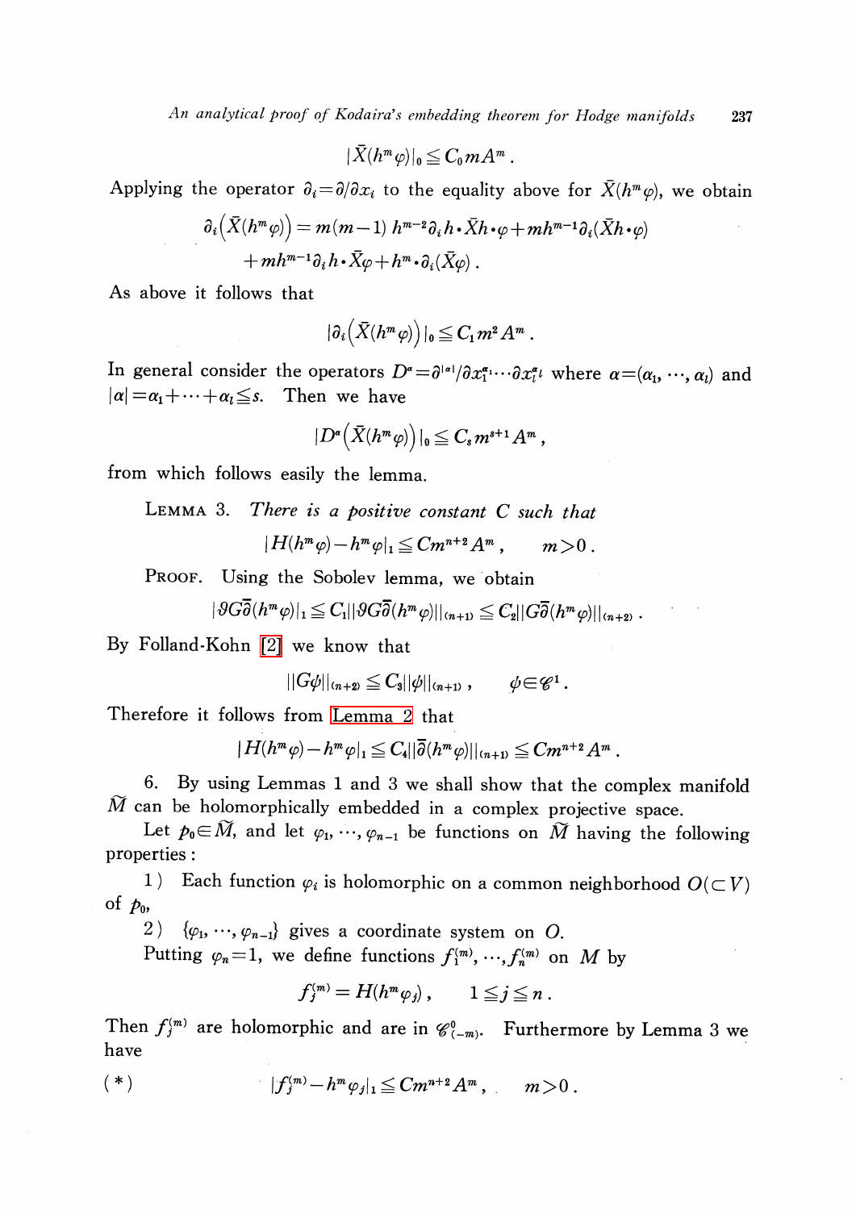$$|\bar{X}(h^m\varphi)|_0 \leqq C_0 m A^m .$$

Applying the operator $\partial_i = \partial/\partial x_i$ to the equality above for $\bar{X}(h^m\varphi)$, we obtain

$$\partial_i\big(\bar{X}(h^m\varphi)\big) = m(m-1)\,h^{m-2}\partial_i h\cdot\bar{X}h\cdot\varphi + mh^{m-1}\partial_i(\bar{X}h\cdot\varphi)$$
$$+ mh^{m-1}\partial_i h\cdot\bar{X}\varphi + h^m\cdot\partial_i(\bar{X}\varphi) .$$

As above it follows that

$$|\partial_i\big(\bar{X}(h^m\varphi)\big)|_0 \leqq C_1 m^2 A^m .$$

In general consider the operators $D^\alpha = \partial^{|\alpha|}/\partial x_1^{\alpha_1}\cdots\partial x_l^{\alpha_l}$ where $\alpha = (\alpha_1, \cdots, \alpha_l)$ and $|\alpha| = \alpha_1 + \cdots + \alpha_l \leqq s$. Then we have

$$|D^\alpha\big(\bar{X}(h^m\varphi)\big)|_0 \leqq C_s m^{s+1} A^m ,$$

from which follows easily the lemma.

LEMMA 3. *There is a positive constant $C$ such that*

$$|H(h^m\varphi) - h^m\varphi|_1 \leqq C m^{n+2} A^m , \qquad m > 0 .$$

PROOF. Using the Sobolev lemma, we obtain

$$|\vartheta G\bar{\partial}(h^m\varphi)|_1 \leqq C_1 ||\vartheta G\bar{\partial}(h^m\varphi)||_{(n+1)} \leqq C_2 ||G\bar{\partial}(h^m\varphi)||_{(n+2)} .$$

By Folland-Kohn [2] we know that

$$||G\phi||_{(n+2)} \leqq C_3 ||\phi||_{(n+1)} , \qquad \phi \in \mathscr{C}^1 .$$

Therefore it follows from Lemma 2 that

$$|H(h^m\varphi) - h^m\varphi|_1 \leqq C_4 ||\bar{\partial}(h^m\varphi)||_{(n+1)} \leqq C m^{n+2} A^m .$$

6. By using Lemmas 1 and 3 we shall show that the complex manifold $\tilde{M}$ can be holomorphically embedded in a complex projective space.

Let $p_0 \in \tilde{M}$, and let $\varphi_1, \cdots, \varphi_{n-1}$ be functions on $\tilde{M}$ having the following properties:

1) Each function $\varphi_i$ is holomorphic on a common neighborhood $O(\subset V)$ of $p_0$,

2) $\{\varphi_1, \cdots, \varphi_{n-1}\}$ gives a coordinate system on $O$.

Putting $\varphi_n = 1$, we define functions $f_1^{(m)}, \cdots, f_n^{(m)}$ on $M$ by

$$f_j^{(m)} = H(h^m\varphi_j) , \qquad 1 \leqq j \leqq n .$$

Then $f_j^{(m)}$ are holomorphic and are in $\mathscr{C}^0_{(-m)}$. Furthermore by Lemma 3 we have

$$(*) \qquad |f_j^{(m)} - h^m\varphi_j|_1 \leqq C m^{n+2} A^m , \qquad m > 0 .$$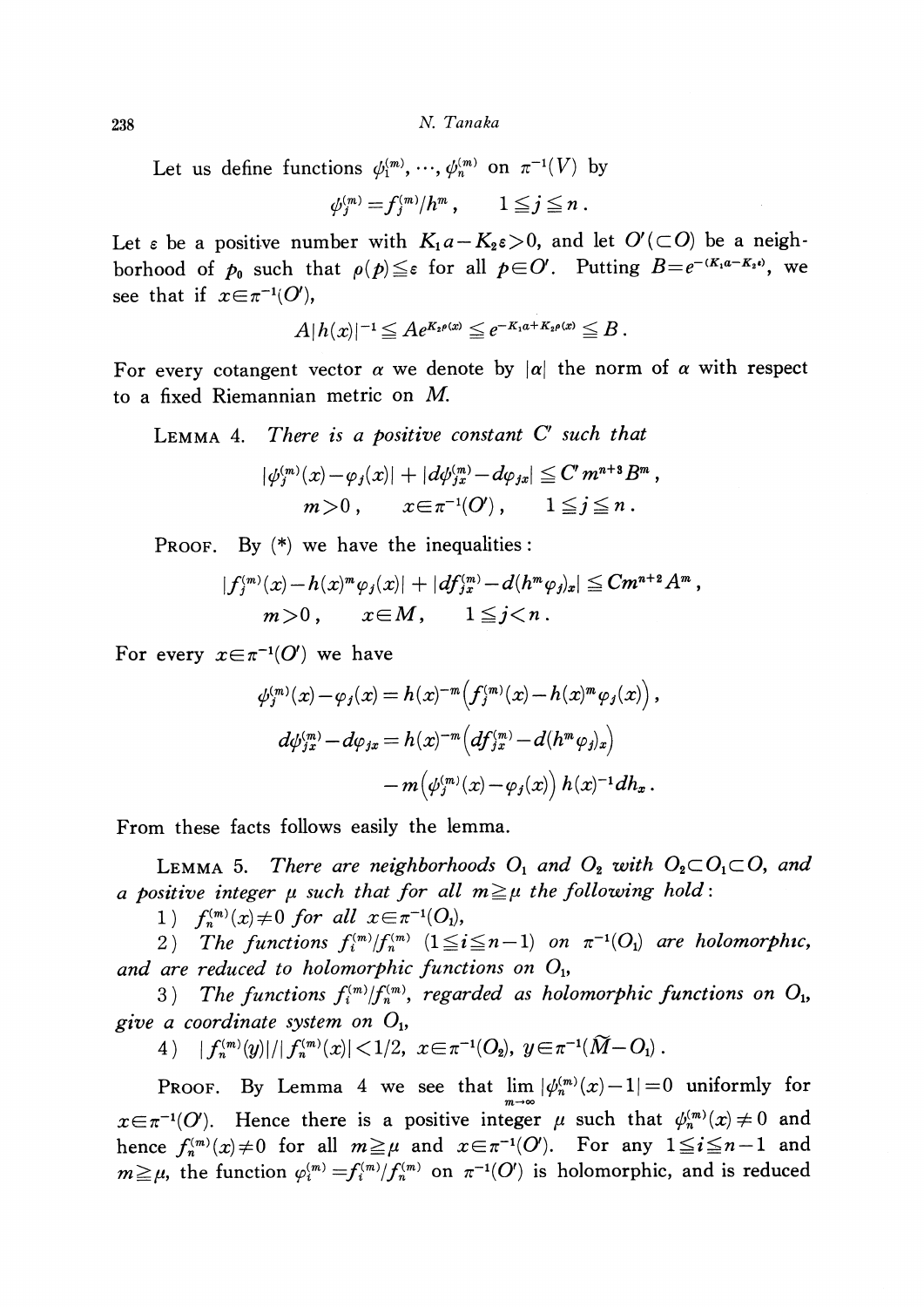Let us define functions $\psi_1^{(m)}, \cdots, \psi_n^{(m)}$ on $\pi^{-1}(V)$ by

$$\psi_j^{(m)} = f_j^{(m)}/h^m, \qquad 1 \leqq j \leqq n.$$

Let $\varepsilon$ be a positive number with $K_1 a - K_2 \varepsilon > 0$, and let $O'(\subset O)$ be a neighborhood of $p_0$ such that $\rho(p) \leqq \varepsilon$ for all $p \in O'$. Putting $B = e^{-(K_1 a - K_2 \varepsilon)}$, we see that if $x \in \pi^{-1}(O')$,

$$A|h(x)|^{-1} \leqq A e^{K_2 \rho(x)} \leqq e^{-K_1 a + K_2 \rho(x)} \leqq B.$$

For every cotangent vector $\alpha$ we denote by $|\alpha|$ the norm of $\alpha$ with respect to a fixed Riemannian metric on $M$.

LEMMA 4. *There is a positive constant $C'$ such that*

$$|\psi_j^{(m)}(x) - \varphi_j(x)| + |d\psi_{jx}^{(m)} - d\varphi_{jx}| \leqq C' m^{n+3} B^m,$$
$$m > 0, \qquad x \in \pi^{-1}(O'), \qquad 1 \leqq j \leqq n.$$

PROOF. By (*) we have the inequalities:

$$|f_j^{(m)}(x) - h(x)^m \varphi_j(x)| + |df_{jx}^{(m)} - d(h^m \varphi_j)_x| \leqq C m^{n+2} A^m,$$
$$m > 0, \qquad x \in M, \qquad 1 \leqq j < n.$$

For every $x \in \pi^{-1}(O')$ we have

$$\psi_j^{(m)}(x) - \varphi_j(x) = h(x)^{-m}\left(f_j^{(m)}(x) - h(x)^m \varphi_j(x)\right),$$
$$d\psi_{jx}^{(m)} - d\varphi_{jx} = h(x)^{-m}\left(df_{jx}^{(m)} - d(h^m \varphi_j)_x\right)$$
$$- m\left(\psi_j^{(m)}(x) - \varphi_j(x)\right) h(x)^{-1} dh_x.$$

From these facts follows easily the lemma.

LEMMA 5. *There are neighborhoods $O_1$ and $O_2$ with $O_2 \subset O_1 \subset O$, and a positive integer $\mu$ such that for all $m \geqq \mu$ the following hold*:

1) $f_n^{(m)}(x) \neq 0$ *for all* $x \in \pi^{-1}(O_1)$,

2) *The functions* $f_i^{(m)}/f_n^{(m)}$ $(1 \leqq i \leqq n-1)$ *on* $\pi^{-1}(O_1)$ *are holomorphic, and are reduced to holomorphic functions on* $O_1$,

3) *The functions* $f_i^{(m)}/f_n^{(m)}$, *regarded as holomorphic functions on* $O_1$, *give a coordinate system on* $O_1$,

4) $|f_n^{(m)}(y)|/|f_n^{(m)}(x)| < 1/2$, $x \in \pi^{-1}(O_2)$, $y \in \pi^{-1}(\widetilde{M} - O_1)$.

PROOF. By Lemma 4 we see that $\lim_{m \to \infty} |\psi_n^{(m)}(x) - 1| = 0$ uniformly for $x \in \pi^{-1}(O')$. Hence there is a positive integer $\mu$ such that $\psi_n^{(m)}(x) \neq 0$ and hence $f_n^{(m)}(x) \neq 0$ for all $m \geqq \mu$ and $x \in \pi^{-1}(O')$. For any $1 \leqq i \leqq n-1$ and $m \geqq \mu$, the function $\varphi_i^{(m)} = f_i^{(m)}/f_n^{(m)}$ on $\pi^{-1}(O')$ is holomorphic, and is reduced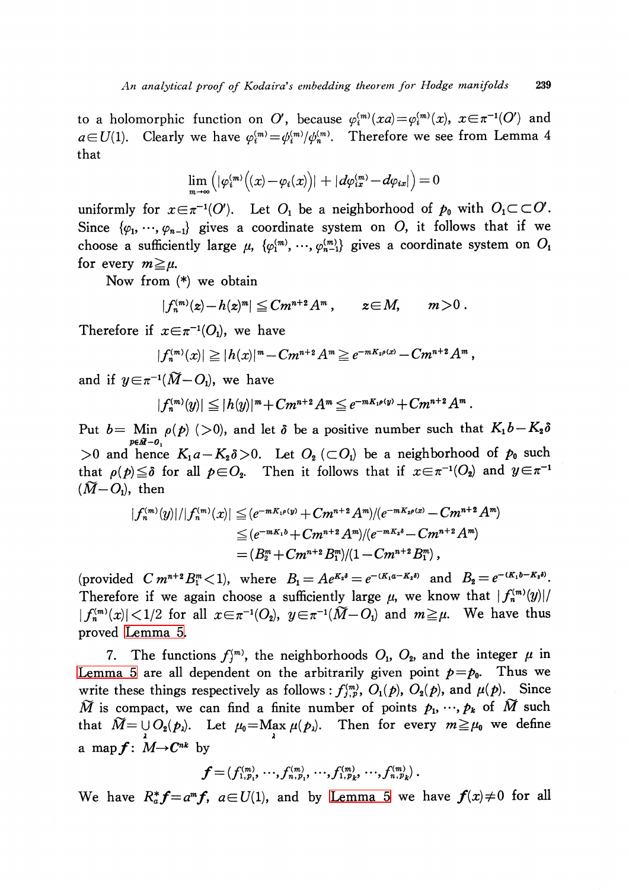to a holomorphic function on $O'$, because $\varphi_i^{(m)}(xa)=\varphi_i^{(m)}(x)$, $x\in\pi^{-1}(O')$ and $a\in U(1)$. Clearly we have $\varphi_i^{(m)}=\psi_i^{(m)}/\psi_n^{(m)}$. Therefore we see from Lemma 4 that

$$\lim_{m\to\infty}\left(\left|\varphi_i^{(m)}\left((x)-\varphi_i(x)\right)\right|+\left|d\varphi_{ix}^{(m)}-d\varphi_{ix}\right|\right)=0$$

uniformly for $x\in\pi^{-1}(O')$. Let $O_1$ be a neighborhood of $p_0$ with $O_1\subset\subset O'$. Since $\{\varphi_1,\cdots,\varphi_{n-1}\}$ gives a coordinate system on $O$, it follows that if we choose a sufficiently large $\mu$, $\{\varphi_1^{(m)},\cdots,\varphi_{n-1}^{(m)}\}$ gives a coordinate system on $O_1$ for every $m\geqq\mu$.

Now from (*) we obtain

$$|f_n^{(m)}(z)-h(z)^m|\leqq Cm^{n+2}A^m\,,\qquad z\in M,\qquad m>0\,.$$

Therefore if $x\in\pi^{-1}(O_1)$, we have

$$|f_n^{(m)}(x)|\geqq|h(x)|^m-Cm^{n+2}A^m\geqq e^{-mK_2\rho(x)}-Cm^{n+2}A^m\,,$$

and if $y\in\pi^{-1}(\tilde{M}-O_1)$, we have

$$|f_n^{(m)}(y)|\leqq|h(y)|^m+Cm^{n+2}A^m\leqq e^{-mK_1\rho(y)}+Cm^{n+2}A^m\,.$$

Put $b=\underset{p\in\tilde{M}-O_1}{\mathrm{Min}}\,\rho(p)$ $(>0)$, and let $\delta$ be a positive number such that $K_1b-K_2\delta>0$ and hence $K_1a-K_2\delta>0$. Let $O_2$ $(\subset O_1)$ be a neighborhood of $p_0$ such that $\rho(p)\leqq\delta$ for all $p\in O_2$. Then it follows that if $x\in\pi^{-1}(O_2)$ and $y\in\pi^{-1}(\tilde{M}-O_1)$, then

$$\begin{aligned}|f_n^{(m)}(y)|/|f_n^{(m)}(x)|&\leqq(e^{-mK_1\rho(y)}+Cm^{n+2}A^m)/(e^{-mK_2\rho(x)}-Cm^{n+2}A^m)\\&\leqq(e^{-mK_1b}+Cm^{n+2}A^m)/(e^{-mK_2\delta}-Cm^{n+2}A^m)\\&=(B_2^m+Cm^{n+2}B_1^m)/(1-Cm^{n+2}B_1^m)\,,\end{aligned}$$

(provided $C\,m^{n+2}B_1^m<1$), where $B_1=Ae^{K_2\delta}=e^{-(K_1a-K_2\delta)}$ and $B_2=e^{-(K_1b-K_2\delta)}$. Therefore if we again choose a sufficiently large $\mu$, we know that $|f_n^{(m)}(y)|/|f_n^{(m)}(x)|<1/2$ for all $x\in\pi^{-1}(O_2)$, $y\in\pi^{-1}(\tilde{M}-O_1)$ and $m\geqq\mu$. We have thus proved Lemma 5.

7. The functions $f_j^{(m)}$, the neighborhoods $O_1$, $O_2$, and the integer $\mu$ in Lemma 5 are all dependent on the arbitrarily given point $p=p_0$. Thus we write these things respectively as follows: $f_{j,p}^{(m)}$, $O_1(p)$, $O_2(p)$, and $\mu(p)$. Since $\tilde{M}$ is compact, we can find a finite number of points $p_1,\cdots,p_k$ of $\tilde{M}$ such that $\tilde{M}=\underset{\lambda}{\cup}O_2(p_\lambda)$. Let $\mu_0=\underset{\lambda}{\mathrm{Max}}\,\mu(p_\lambda)$. Then for every $m\geqq\mu_0$ we define a map $\boldsymbol{f}\colon M\to\boldsymbol{C}^{nk}$ by

$$\boldsymbol{f}=(f_{1,p_1}^{(m)},\cdots,f_{n,p_1}^{(m)},\cdots,f_{1,p_k}^{(m)},\cdots,f_{n,p_k}^{(m)})\,.$$

We have $R_a^*\boldsymbol{f}=a^m\boldsymbol{f}$, $a\in U(1)$, and by Lemma 5 we have $\boldsymbol{f}(x)\neq0$ for all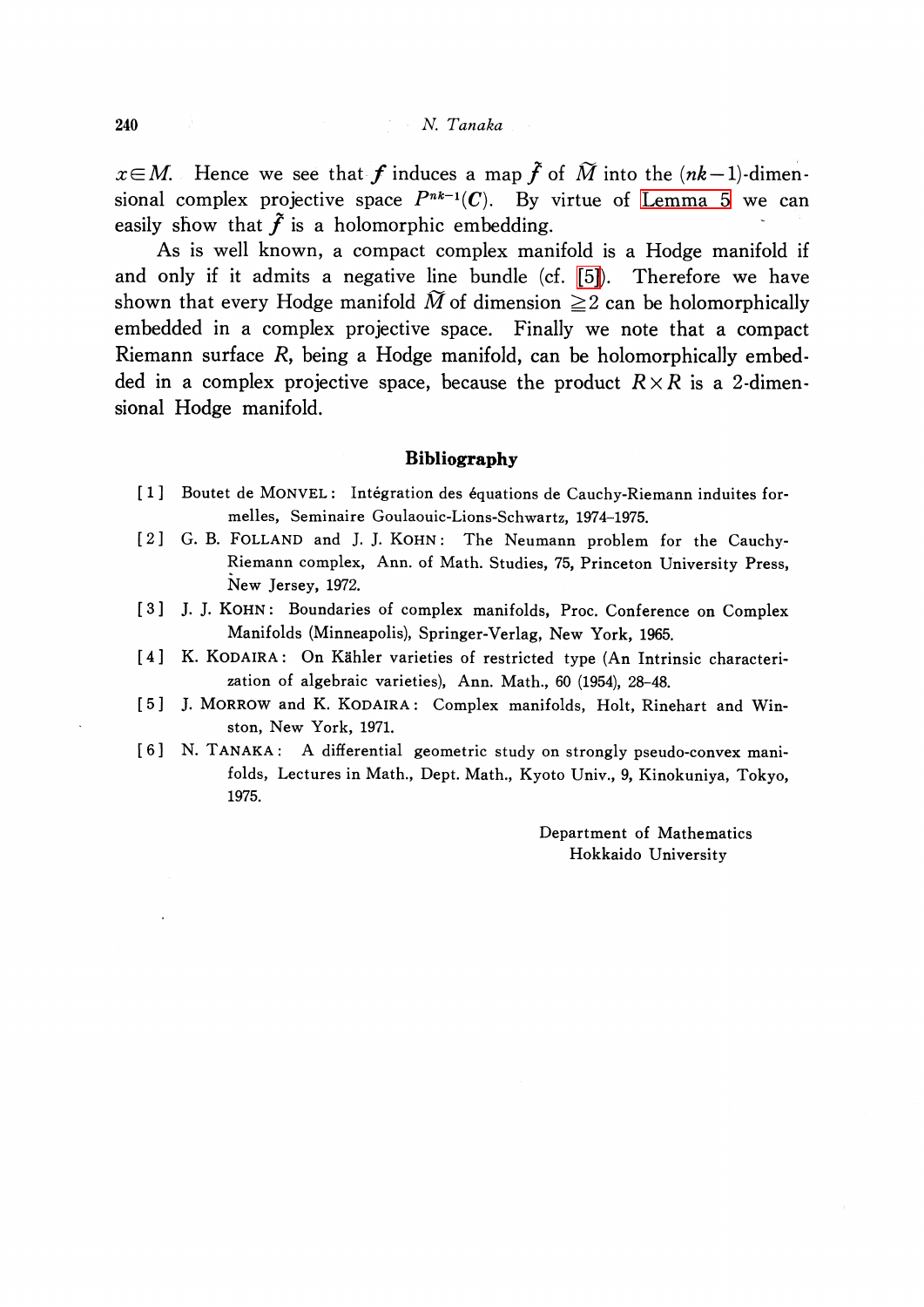$x \in M$. Hence we see that $f$ induces a map $\tilde{f}$ of $\widetilde{M}$ into the $(nk-1)$-dimensional complex projective space $P^{nk-1}(C)$. By virtue of Lemma 5 we can easily show that $\tilde{f}$ is a holomorphic embedding.

As is well known, a compact complex manifold is a Hodge manifold if and only if it admits a negative line bundle (cf. [5]). Therefore we have shown that every Hodge manifold $\widetilde{M}$ of dimension $\geqq 2$ can be holomorphically embedded in a complex projective space. Finally we note that a compact Riemann surface $R$, being a Hodge manifold, can be holomorphically embedded in a complex projective space, because the product $R \times R$ is a 2-dimensional Hodge manifold.

## Bibliography

[1] Boutet de MONVEL: Intégration des équations de Cauchy-Riemann induites formelles, Seminaire Goulaouic-Lions-Schwartz, 1974–1975.

[2] G. B. FOLLAND and J. J. KOHN: The Neumann problem for the Cauchy-Riemann complex, Ann. of Math. Studies, 75, Princeton University Press, New Jersey, 1972.

[3] J. J. KOHN: Boundaries of complex manifolds, Proc. Conference on Complex Manifolds (Minneapolis), Springer-Verlag, New York, 1965.

[4] K. KODAIRA: On Kähler varieties of restricted type (An Intrinsic characterization of algebraic varieties), Ann. Math., 60 (1954), 28–48.

[5] J. MORROW and K. KODAIRA: Complex manifolds, Holt, Rinehart and Winston, New York, 1971.

[6] N. TANAKA: A differential geometric study on strongly pseudo-convex manifolds, Lectures in Math., Dept. Math., Kyoto Univ., 9, Kinokuniya, Tokyo, 1975.

Department of Mathematics
Hokkaido University